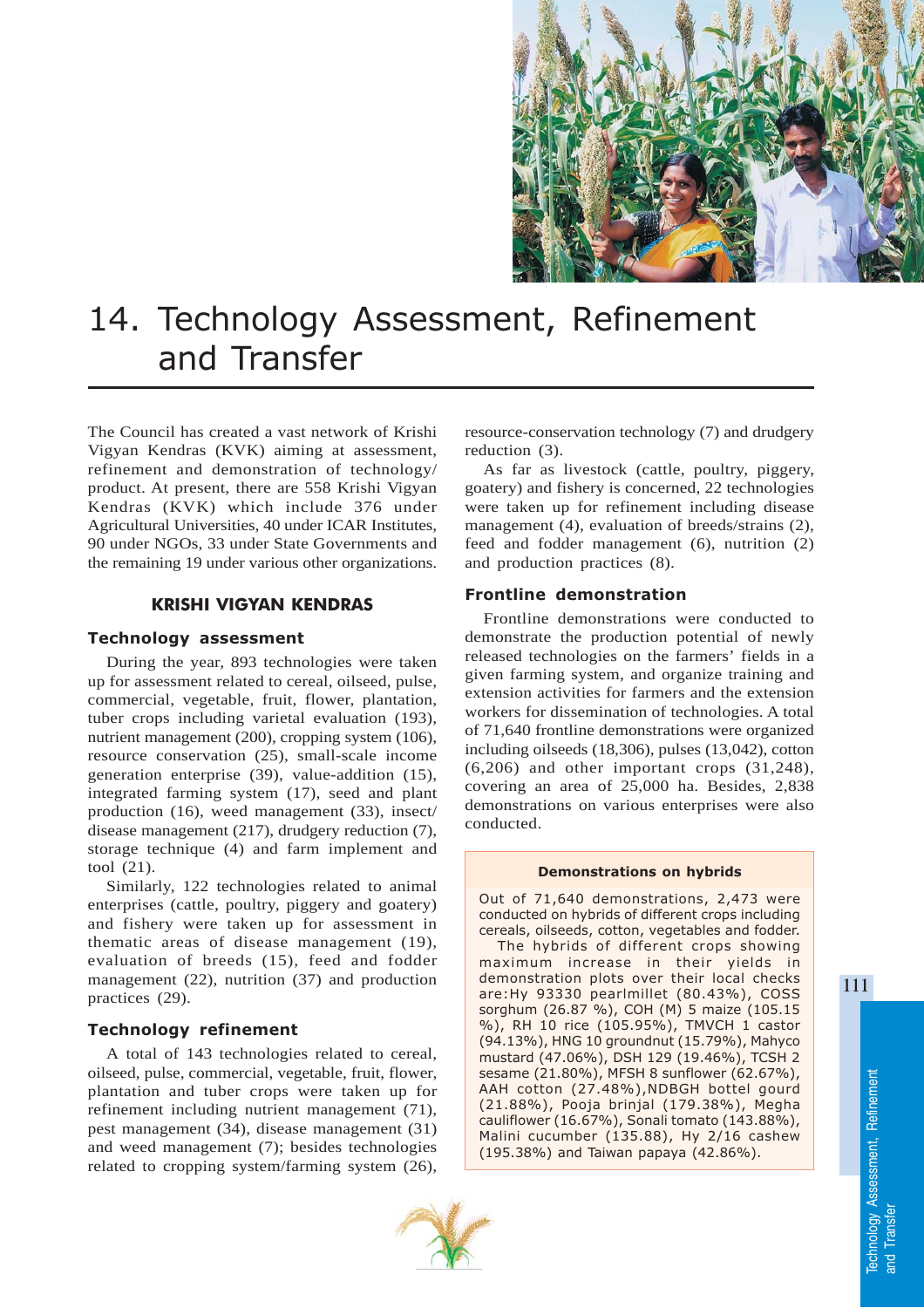# 14. Technology Assessment, Refinement and Transfer

The Council has created a vast network of Krishi Vigyan Kendras (KVK) aiming at assessment, refinement and demonstration of technology/ product. At present, there are 558 Krishi Vigyan Kendras (KVK) which include 376 under Agricultural Universities, 40 under ICAR Institutes, 90 under NGOs, 33 under State Governments and the remaining 19 under various other organizations.

## KRISHI VIGYAN KENDRAS

### Technology assessment

During the year, 893 technologies were taken up for assessment related to cereal, oilseed, pulse, commercial, vegetable, fruit, flower, plantation, tuber crops including varietal evaluation (193), nutrient management (200), cropping system (106), resource conservation (25), small-scale income generation enterprise (39), value-addition (15), integrated farming system (17), seed and plant production (16), weed management (33), insect/ disease management (217), drudgery reduction (7), storage technique (4) and farm implement and tool (21).

Similarly, 122 technologies related to animal enterprises (cattle, poultry, piggery and goatery) and fishery were taken up for assessment in thematic areas of disease management (19), evaluation of breeds (15), feed and fodder management (22), nutrition (37) and production practices (29).

### Technology refinement

A total of 143 technologies related to cereal, oilseed, pulse, commercial, vegetable, fruit, flower, plantation and tuber crops were taken up for refinement including nutrient management (71), pest management (34), disease management (31) and weed management (7); besides technologies related to cropping system/farming system (26), resource-conservation technology (7) and drudgery reduction (3).

As far as livestock (cattle, poultry, piggery, goatery) and fishery is concerned, 22 technologies were taken up for refinement including disease management (4), evaluation of breeds/strains (2), feed and fodder management (6), nutrition (2) and production practices (8).

### Frontline demonstration

Frontline demonstrations were conducted to demonstrate the production potential of newly released technologies on the farmers' fields in a given farming system, and organize training and extension activities for farmers and the extension workers for dissemination of technologies. A total of 71,640 frontline demonstrations were organized including oilseeds (18,306), pulses (13,042), cotton (6,206) and other important crops (31,248), covering an area of 25,000 ha. Besides, 2,838 demonstrations on various enterprises were also conducted.

**Demonstrations on hybrids**

Out of 71,640 demonstrations, 2,473 were conducted on hybrids of different crops including cereals, oilseeds, cotton, vegetables and fodder.

The hybrids of different crops showing maximum increase in their yields in demonstration plots over their local checks are:Hy 93330 pearlmillet (80.43%), COSS sorghum (26.87 %), COH (M) 5 maize (105.15 %), RH 10 rice (105.95%), TMVCH 1 castor (94.13%), HNG 10 groundnut (15.79%), Mahyco mustard (47.06%), DSH 129 (19.46%), TCSH 2 sesame (21.80%), MFSH 8 sunflower (62.67%), AAH cotton (27.48%),NDBGH bottel gourd (21.88%), Pooja brinjal (179.38%), Megha cauliflower (16.67%), Sonali tomato (143.88%), Malini cucumber (135.88), Hy 2/16 cashew (195.38%) and Taiwan papaya (42.86%).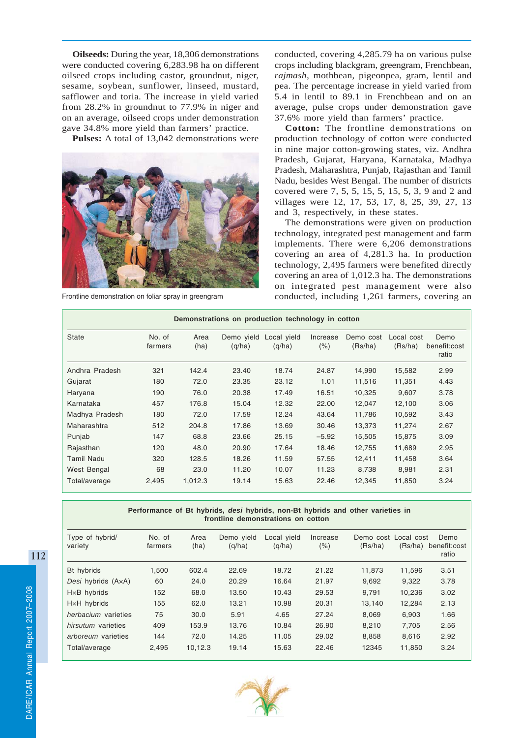**Oilseeds:** During the year, 18,306 demonstrations were conducted covering 6,283.98 ha on different oilseed crops including castor, groundnut, niger, sesame, soybean, sunflower, linseed, mustard, safflower and toria. The increase in yield varied from 28.2% in groundnut to 77.9% in niger and on an average, oilseed crops under demonstration gave 34.8% more yield than farmers' practice.

**Pulses:** A total of 13,042 demonstrations were conducted, covering 4,285.79 ha on various pulse crops including blackgram, greengram, Frenchbean, *rajmash*, mothbean, pigeonpea, gram, lentil and pea. The percentage increase in yield varied from 5.4 in lentil to 89.1 in Frenchbean and on an average, pulse crops under demonstration gave 37.6% more yield than farmers' practice.

Frontline demonstration on foliar spray in greengram

**Cotton:** The frontline demonstrations on production technology of cotton were conducted in nine major cotton-growing states, viz. Andhra Pradesh, Gujarat, Haryana, Karnataka, Madhya Pradesh, Maharashtra, Punjab, Rajasthan and Tamil Nadu, besides West Bengal. The number of districts covered were 7, 5, 5, 15, 5, 15, 5, 3, 9 and 2 and villages were 12, 17, 53, 17, 8, 25, 39, 27, 13 and 3, respectively, in these states.

The demonstrations were given on production technology, integrated pest management and farm implements. There were 6,206 demonstrations covering an area of 4,281.3 ha. In production technology, 2,495 farmers were benefited directly covering an area of 1,012.3 ha. The demonstrations on integrated pest management were also conducted, including 1,261 farmers, covering an

**Demonstrations on production technology in cotton**

| State | No. of farmers | Area (ha) | Demo yield (q/ha) | Local yield (q/ha) | Increase (%) | Demo cost (Rs/ha) | Local cost (Rs/ha) | Demo benefit:cost ratio |
|---|---|---|---|---|---|---|---|---|
| Andhra Pradesh | 321 | 142.4 | 23.40 | 18.74 | 24.87 | 14,990 | 15,582 | 2.99 |
| Gujarat | 180 | 72.0 | 23.35 | 23.12 | 1.01 | 11,516 | 11,351 | 4.43 |
| Haryana | 190 | 76.0 | 20.38 | 17.49 | 16.51 | 10,325 | 9,607 | 3.78 |
| Karnataka | 457 | 176.8 | 15.04 | 12.32 | 22.00 | 12,047 | 12,100 | 3.06 |
| Madhya Pradesh | 180 | 72.0 | 17.59 | 12.24 | 43.64 | 11,786 | 10,592 | 3.43 |
| Maharashtra | 512 | 204.8 | 17.86 | 13.69 | 30.46 | 13,373 | 11,274 | 2.67 |
| Punjab | 147 | 68.8 | 23.66 | 25.15 | –5.92 | 15,505 | 15,875 | 3.09 |
| Rajasthan | 120 | 48.0 | 20.90 | 17.64 | 18.46 | 12,755 | 11,689 | 2.95 |
| Tamil Nadu | 320 | 128.5 | 18.26 | 11.59 | 57.55 | 12,411 | 11,458 | 3.64 |
| West Bengal | 68 | 23.0 | 11.20 | 10.07 | 11.23 | 8,738 | 8,981 | 2.31 |
| Total/average | 2,495 | 1,012.3 | 19.14 | 15.63 | 22.46 | 12,345 | 11,850 | 3.24 |

**Performance of Bt hybrids, *desi* hybrids, non-Bt hybrids and other varieties in frontline demonstrations on cotton**

| Type of hybrid/ variety | No. of farmers | Area (ha) | Demo yield (q/ha) | Local yield (q/ha) | Increase (%) | Demo cost (Rs/ha) | Local cost (Rs/ha) | Demo benefit:cost ratio |
|---|---|---|---|---|---|---|---|---|
| Bt hybrids | 1,500 | 602.4 | 22.69 | 18.72 | 21.22 | 11,873 | 11,596 | 3.51 |
| *Desi* hybrids (A×A) | 60 | 24.0 | 20.29 | 16.64 | 21.97 | 9,692 | 9,322 | 3.78 |
| H×B hybrids | 152 | 68.0 | 13.50 | 10.43 | 29.53 | 9,791 | 10,236 | 3.02 |
| H×H hybrids | 155 | 62.0 | 13.21 | 10.98 | 20.31 | 13,140 | 12,284 | 2.13 |
| *herbacium* varieties | 75 | 30.0 | 5.91 | 4.65 | 27.24 | 8,069 | 6,903 | 1.66 |
| *hirsutum* varieties | 409 | 153.9 | 13.76 | 10.84 | 26.90 | 8,210 | 7,705 | 2.56 |
| *arboreum* varieties | 144 | 72.0 | 14.25 | 11.05 | 29.02 | 8,858 | 8,616 | 2.92 |
| Total/average | 2,495 | 10,12.3 | 19.14 | 15.63 | 22.46 | 12345 | 11,850 | 3.24 |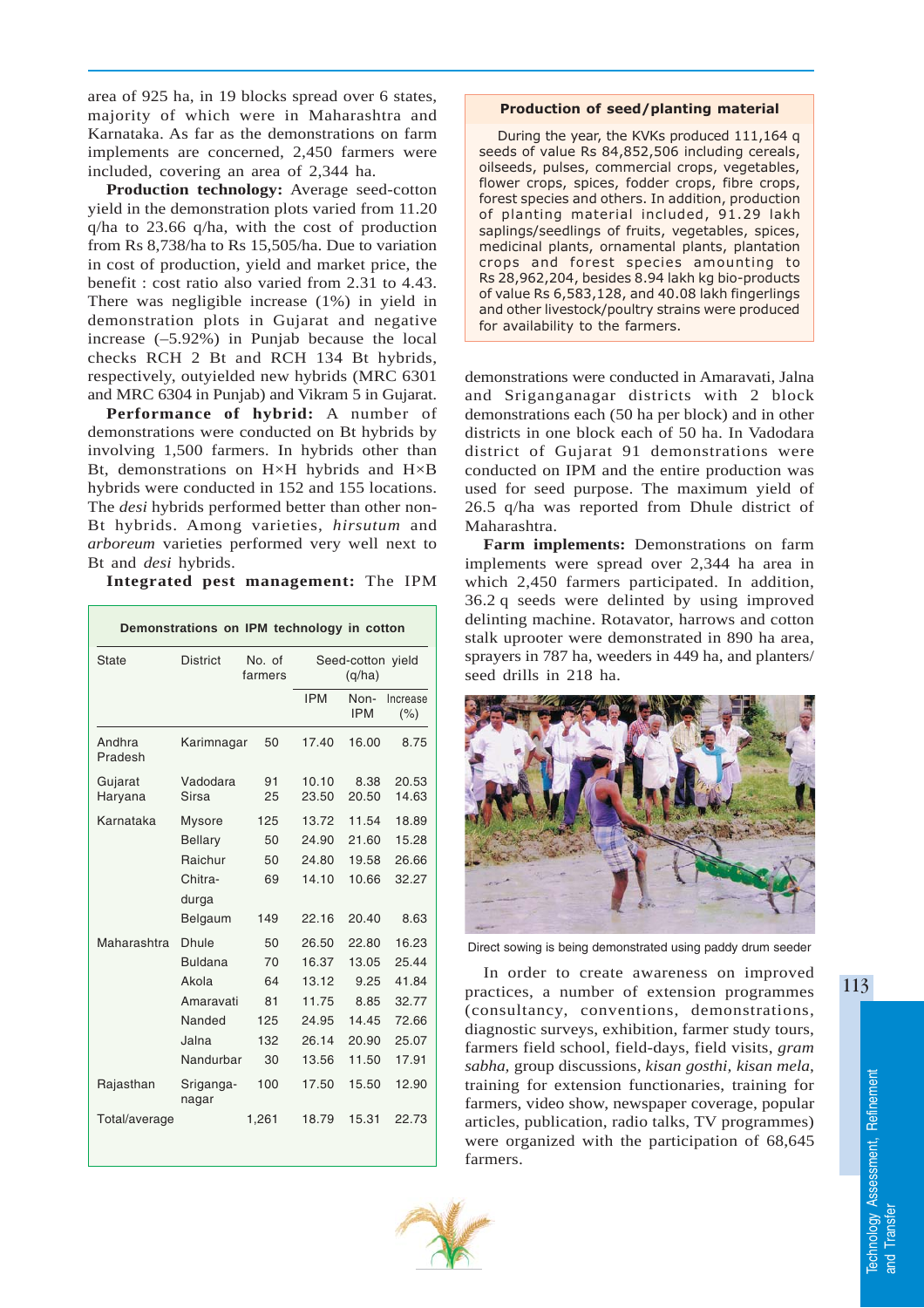area of 925 ha, in 19 blocks spread over 6 states, majority of which were in Maharashtra and Karnataka. As far as the demonstrations on farm implements are concerned, 2,450 farmers were included, covering an area of 2,344 ha.

**Production technology:** Average seed-cotton yield in the demonstration plots varied from 11.20 q/ha to 23.66 q/ha, with the cost of production from Rs 8,738/ha to Rs 15,505/ha. Due to variation in cost of production, yield and market price, the benefit : cost ratio also varied from 2.31 to 4.43. There was negligible increase (1%) in yield in demonstration plots in Gujarat and negative increase (–5.92%) in Punjab because the local checks RCH 2 Bt and RCH 134 Bt hybrids, respectively, outyielded new hybrids (MRC 6301 and MRC 6304 in Punjab) and Vikram 5 in Gujarat.

**Performance of hybrid:** A number of demonstrations were conducted on Bt hybrids by involving 1,500 farmers. In hybrids other than Bt, demonstrations on H×H hybrids and H×B hybrids were conducted in 152 and 155 locations. The *desi* hybrids performed better than other non-Bt hybrids. Among varieties, *hirsutum* and *arboreum* varieties performed very well next to Bt and *desi* hybrids.

**Integrated pest management:** The IPM demonstrations were conducted in Amaravati, Jalna and Sriganganagar districts with 2 block demonstrations each (50 ha per block) and in other districts in one block each of 50 ha. In Vadodara district of Gujarat 91 demonstrations were conducted on IPM and the entire production was used for seed purpose. The maximum yield of 26.5 q/ha was reported from Dhule district of Maharashtra.

**Demonstrations on IPM technology in cotton**

| State | District | No. of farmers | Seed-cotton yield (q/ha) | | |
|---|---|---|---|---|---|
| | | | IPM | Non-IPM | Increase (%) |
| Andhra Pradesh | Karimnagar | 50 | 17.40 | 16.00 | 8.75 |
| Gujarat | Vadodara | 91 | 10.10 | 8.38 | 20.53 |
| Haryana | Sirsa | 25 | 23.50 | 20.50 | 14.63 |
| Karnataka | Mysore | 125 | 13.72 | 11.54 | 18.89 |
| | Bellary | 50 | 24.90 | 21.60 | 15.28 |
| | Raichur | 50 | 24.80 | 19.58 | 26.66 |
| | Chitra-durga | 69 | 14.10 | 10.66 | 32.27 |
| | Belgaum | 149 | 22.16 | 20.40 | 8.63 |
| Maharashtra | Dhule | 50 | 26.50 | 22.80 | 16.23 |
| | Buldana | 70 | 16.37 | 13.05 | 25.44 |
| | Akola | 64 | 13.12 | 9.25 | 41.84 |
| | Amaravati | 81 | 11.75 | 8.85 | 32.77 |
| | Nanded | 125 | 24.95 | 14.45 | 72.66 |
| | Jalna | 132 | 26.14 | 20.90 | 25.07 |
| | Nandurbar | 30 | 13.56 | 11.50 | 17.91 |
| Rajasthan | Sriganga-nagar | 100 | 17.50 | 15.50 | 12.90 |
| Total/average | | 1,261 | 18.79 | 15.31 | 22.73 |

**Farm implements:** Demonstrations on farm implements were spread over 2,344 ha area in which 2,450 farmers participated. In addition, 36.2 q seeds were delinted by using improved delinting machine. Rotavator, harrows and cotton stalk uprooter were demonstrated in 890 ha area, sprayers in 787 ha, weeders in 449 ha, and planters/ seed drills in 218 ha.

Direct sowing is being demonstrated using paddy drum seeder

In order to create awareness on improved practices, a number of extension programmes (consultancy, conventions, demonstrations, diagnostic surveys, exhibition, farmer study tours, farmers field school, field-days, field visits, *gram sabha*, group discussions, *kisan gosthi*, *kisan mela*, training for extension functionaries, training for farmers, video show, newspaper coverage, popular articles, publication, radio talks, TV programmes) were organized with the participation of 68,645 farmers.

**Production of seed/planting material**

During the year, the KVKs produced 111,164 q seeds of value Rs 84,852,506 including cereals, oilseeds, pulses, commercial crops, vegetables, flower crops, spices, fodder crops, fibre crops, forest species and others. In addition, production of planting material included, 91.29 lakh saplings/seedlings of fruits, vegetables, spices, medicinal plants, ornamental plants, plantation crops and forest species amounting to Rs 28,962,204, besides 8.94 lakh kg bio-products of value Rs 6,583,128, and 40.08 lakh fingerlings and other livestock/poultry strains were produced for availability to the farmers.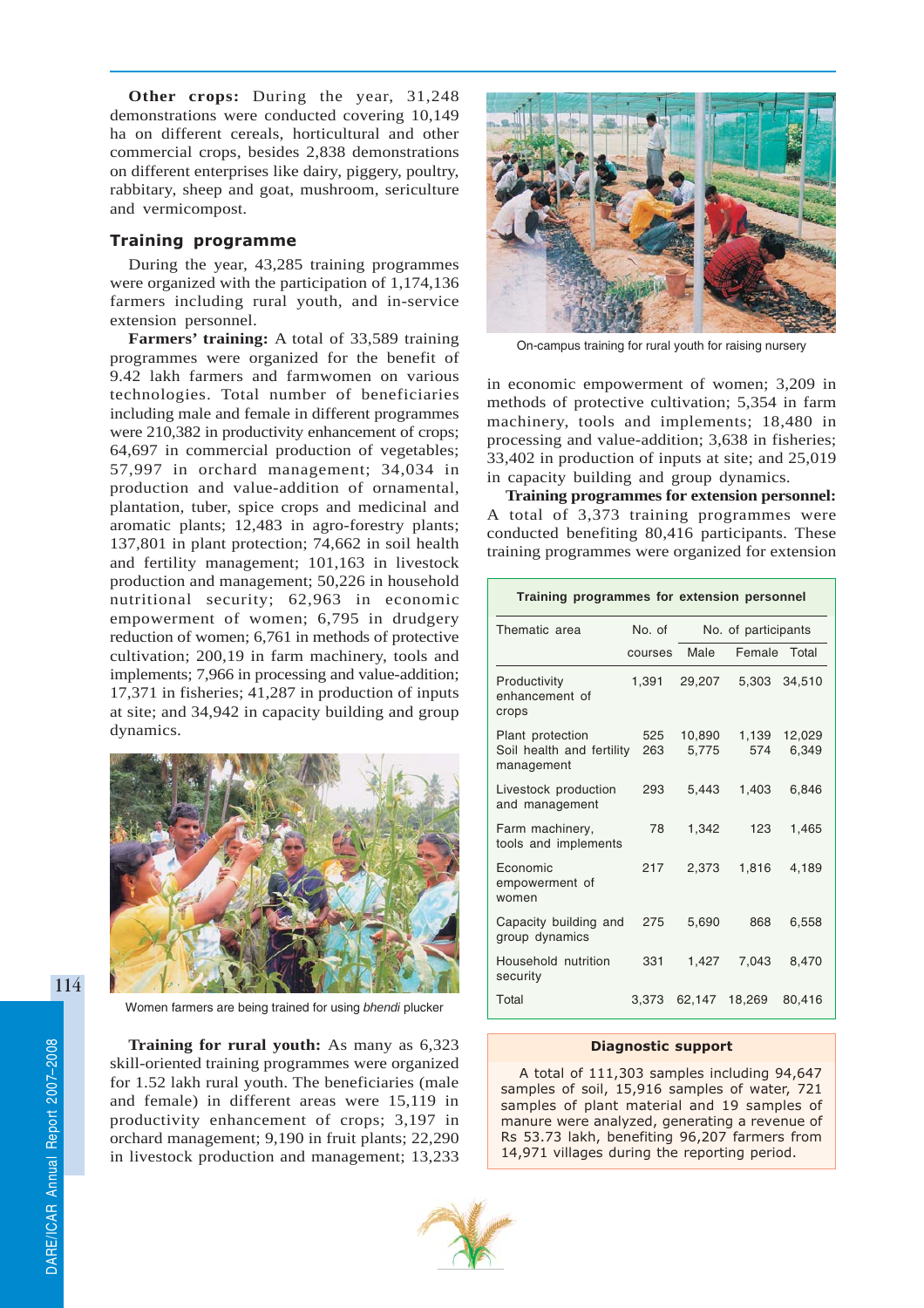**Other crops:** During the year, 31,248 demonstrations were conducted covering 10,149 ha on different cereals, horticultural and other commercial crops, besides 2,838 demonstrations on different enterprises like dairy, piggery, poultry, rabbitary, sheep and goat, mushroom, sericulture and vermicompost.

## Training programme

During the year, 43,285 training programmes were organized with the participation of 1,174,136 farmers including rural youth, and in-service extension personnel.

**Farmers' training:** A total of 33,589 training programmes were organized for the benefit of 9.42 lakh farmers and farmwomen on various technologies. Total number of beneficiaries including male and female in different programmes were 210,382 in productivity enhancement of crops; 64,697 in commercial production of vegetables; 57,997 in orchard management; 34,034 in production and value-addition of ornamental, plantation, tuber, spice crops and medicinal and aromatic plants; 12,483 in agro-forestry plants; 137,801 in plant protection; 74,662 in soil health and fertility management; 101,163 in livestock production and management; 50,226 in household nutritional security; 62,963 in economic empowerment of women; 6,795 in drudgery reduction of women; 6,761 in methods of protective cultivation; 200,19 in farm machinery, tools and implements; 7,966 in processing and value-addition; 17,371 in fisheries; 41,287 in production of inputs at site; and 34,942 in capacity building and group dynamics.

Women farmers are being trained for using *bhendi* plucker

**Training for rural youth:** As many as 6,323 skill-oriented training programmes were organized for 1.52 lakh rural youth. The beneficiaries (male and female) in different areas were 15,119 in productivity enhancement of crops; 3,197 in orchard management; 9,190 in fruit plants; 22,290 in livestock production and management; 13,233 in economic empowerment of women; 3,209 in methods of protective cultivation; 5,354 in farm machinery, tools and implements; 18,480 in processing and value-addition; 3,638 in fisheries; 33,402 in production of inputs at site; and 25,019 in capacity building and group dynamics.

On-campus training for rural youth for raising nursery

**Training programmes for extension personnel:** A total of 3,373 training programmes were conducted benefiting 80,416 participants. These training programmes were organized for extension

**Training programmes for extension personnel**

| Thematic area | No. of | No. of participants | | |
|---|---|---|---|---|
| | courses | Male | Female | Total |
| Productivity enhancement of crops | 1,391 | 29,207 | 5,303 | 34,510 |
| Plant protection | 525 | 10,890 | 1,139 | 12,029 |
| Soil health and fertility management | 263 | 5,775 | 574 | 6,349 |
| Livestock production and management | 293 | 5,443 | 1,403 | 6,846 |
| Farm machinery, tools and implements | 78 | 1,342 | 123 | 1,465 |
| Economic empowerment of women | 217 | 2,373 | 1,816 | 4,189 |
| Capacity building and group dynamics | 275 | 5,690 | 868 | 6,558 |
| Household nutrition security | 331 | 1,427 | 7,043 | 8,470 |
| Total | 3,373 | 62,147 | 18,269 | 80,416 |

**Diagnostic support**

A total of 111,303 samples including 94,647 samples of soil, 15,916 samples of water, 721 samples of plant material and 19 samples of manure were analyzed, generating a revenue of Rs 53.73 lakh, benefiting 96,207 farmers from 14,971 villages during the reporting period.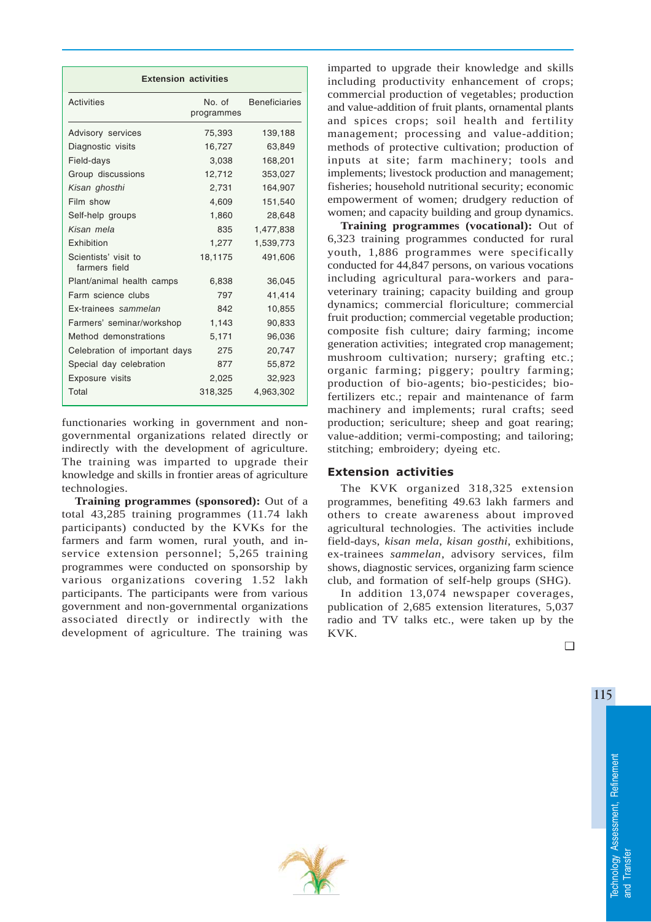| Extension activities | | |
|---|---|---|
| Activities | No. of programmes | Beneficiaries |
| Advisory services | 75,393 | 139,188 |
| Diagnostic visits | 16,727 | 63,849 |
| Field-days | 3,038 | 168,201 |
| Group discussions | 12,712 | 353,027 |
| *Kisan ghosthi* | 2,731 | 164,907 |
| Film show | 4,609 | 151,540 |
| Self-help groups | 1,860 | 28,648 |
| *Kisan mela* | 835 | 1,477,838 |
| Exhibition | 1,277 | 1,539,773 |
| Scientists' visit to farmers field | 18,1175 | 491,606 |
| Plant/animal health camps | 6,838 | 36,045 |
| Farm science clubs | 797 | 41,414 |
| Ex-trainees *sammelan* | 842 | 10,855 |
| Farmers' seminar/workshop | 1,143 | 90,833 |
| Method demonstrations | 5,171 | 96,036 |
| Celebration of important days | 275 | 20,747 |
| Special day celebration | 877 | 55,872 |
| Exposure visits | 2,025 | 32,923 |
| Total | 318,325 | 4,963,302 |

functionaries working in government and non-governmental organizations related directly or indirectly with the development of agriculture. The training was imparted to upgrade their knowledge and skills in frontier areas of agriculture technologies.

**Training programmes (sponsored):** Out of a total 43,285 training programmes (11.74 lakh participants) conducted by the KVKs for the farmers and farm women, rural youth, and in-service extension personnel; 5,265 training programmes were conducted on sponsorship by various organizations covering 1.52 lakh participants. The participants were from various government and non-governmental organizations associated directly or indirectly with the development of agriculture. The training was imparted to upgrade their knowledge and skills including productivity enhancement of crops; commercial production of vegetables; production and value-addition of fruit plants, ornamental plants and spices crops; soil health and fertility management; processing and value-addition; methods of protective cultivation; production of inputs at site; farm machinery; tools and implements; livestock production and management; fisheries; household nutritional security; economic empowerment of women; drudgery reduction of women; and capacity building and group dynamics.

**Training programmes (vocational):** Out of 6,323 training programmes conducted for rural youth, 1,886 programmes were specifically conducted for 44,847 persons, on various vocations including agricultural para-workers and para-veterinary training; capacity building and group dynamics; commercial floriculture; commercial fruit production; commercial vegetable production; composite fish culture; dairy farming; income generation activities; integrated crop management; mushroom cultivation; nursery; grafting etc.; organic farming; piggery; poultry farming; production of bio-agents; bio-pesticides; bio-fertilizers etc.; repair and maintenance of farm machinery and implements; rural crafts; seed production; sericulture; sheep and goat rearing; value-addition; vermi-composting; and tailoring; stitching; embroidery; dyeing etc.

## Extension activities

The KVK organized 318,325 extension programmes, benefiting 49.63 lakh farmers and others to create awareness about improved agricultural technologies. The activities include field-days, *kisan mela*, *kisan gosthi*, exhibitions, ex-trainees *sammelan*, advisory services, film shows, diagnostic services, organizing farm science club, and formation of self-help groups (SHG).

In addition 13,074 newspaper coverages, publication of 2,685 extension literatures, 5,037 radio and TV talks etc., were taken up by the KVK.